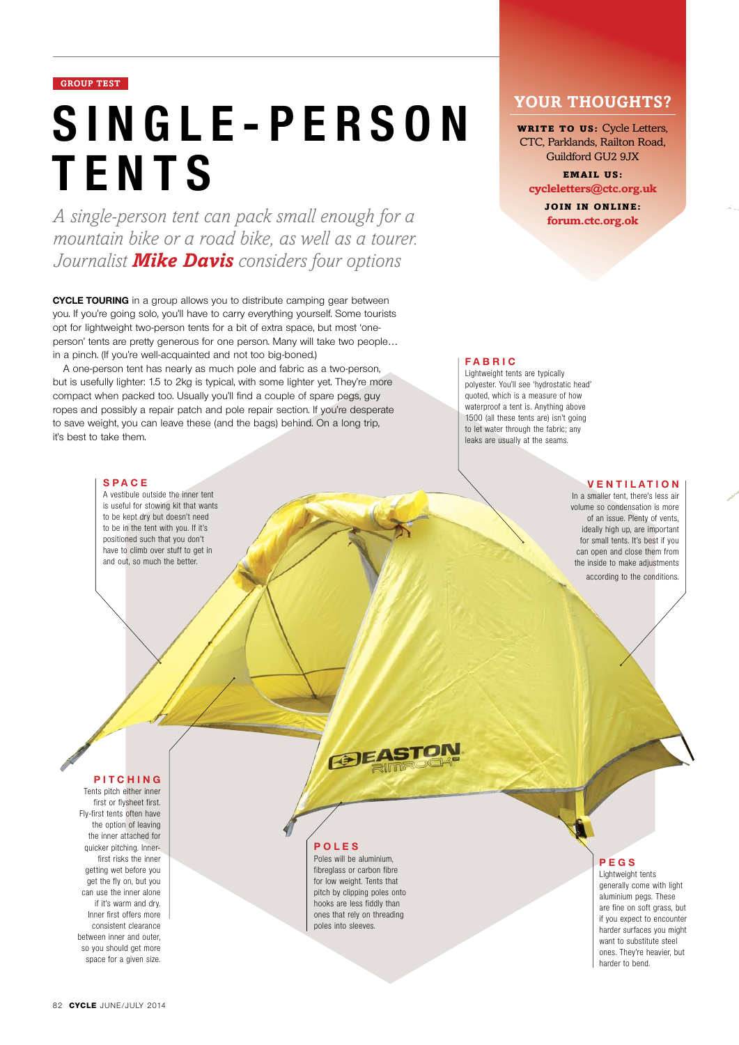GROUP TEST

# SINGLE-PERSON TENTS

*A single-person tent can pack small enough for a mountain bike or a road bike, as well as a tourer. Journalist **Mike Davis** considers four options*

**CYCLE TOURING** in a group allows you to distribute camping gear between you. If you're going solo, you'll have to carry everything yourself. Some tourists opt for lightweight two-person tents for a bit of extra space, but most 'one-person' tents are pretty generous for one person. Many will take two people… in a pinch. (If you're well-acquainted and not too big-boned.)

A one-person tent has nearly as much pole and fabric as a two-person, but is usefully lighter: 1.5 to 2kg is typical, with some lighter yet. They're more compact when packed too. Usually you'll find a couple of spare pegs, guy ropes and possibly a repair patch and pole repair section. If you're desperate to save weight, you can leave these (and the bags) behind. On a long trip, it's best to take them.

## YOUR THOUGHTS?

**WRITE TO US:** Cycle Letters, CTC, Parklands, Railton Road, Guildford GU2 9JX

**EMAIL US:** cycleletters@ctc.org.uk

**JOIN IN ONLINE:** forum.ctc.org.ok

### FABRIC

Lightweight tents are typically polyester. You'll see 'hydrostatic head' quoted, which is a measure of how waterproof a tent is. Anything above 1500 (all these tents are) isn't going to let water through the fabric; any leaks are usually at the seams.

### SPACE

A vestibule outside the inner tent is useful for stowing kit that wants to be kept dry but doesn't need to be in the tent with you. If it's positioned such that you don't have to climb over stuff to get in and out, so much the better.

### VENTILATION

In a smaller tent, there's less air volume so condensation is more of an issue. Plenty of vents, ideally high up, are important for small tents. It's best if you can open and close them from the inside to make adjustments according to the conditions.

### PITCHING

Tents pitch either inner first or flysheet first. Fly-first tents often have the option of leaving the inner attached for quicker pitching. Inner-first risks the inner getting wet before you get the fly on, but you can use the inner alone if it's warm and dry. Inner first offers more consistent clearance between inner and outer, so you should get more space for a given size.

### POLES

Poles will be aluminium, fibreglass or carbon fibre for low weight. Tents that pitch by clipping poles onto hooks are less fiddly than ones that rely on threading poles into sleeves.

### PEGS

Lightweight tents generally come with light aluminium pegs. These are fine on soft grass, but if you expect to encounter harder surfaces you might want to substitute steel ones. They're heavier, but harder to bend.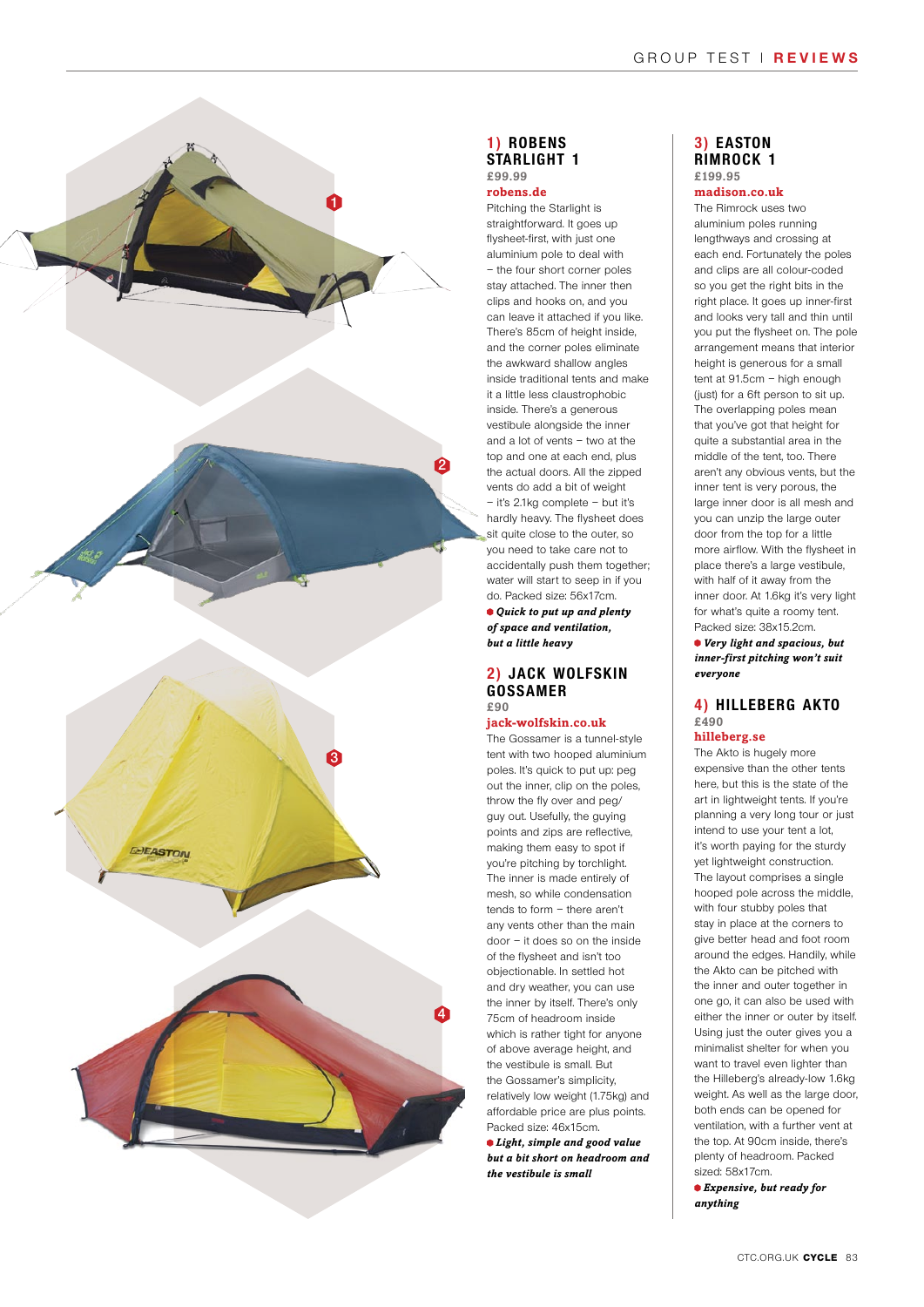## 1) ROBENS STARLIGHT 1

**£99.99**

**robens.de**

Pitching the Starlight is straightforward. It goes up flysheet-first, with just one aluminium pole to deal with – the four short corner poles stay attached. The inner then clips and hooks on, and you can leave it attached if you like. There's 85cm of height inside, and the corner poles eliminate the awkward shallow angles inside traditional tents and make it a little less claustrophobic inside. There's a generous vestibule alongside the inner and a lot of vents – two at the top and one at each end, plus the actual doors. All the zipped vents do add a bit of weight – it's 2.1kg complete – but it's hardly heavy. The flysheet does sit quite close to the outer, so you need to take care not to accidentally push them together; water will start to seep in if you do. Packed size: 56x17cm.

● ***Quick to put up and plenty of space and ventilation, but a little heavy***

## 2) JACK WOLFSKIN GOSSAMER

**£90**

**jack-wolfskin.co.uk**

The Gossamer is a tunnel-style tent with two hooped aluminium poles. It's quick to put up: peg out the inner, clip on the poles, throw the fly over and peg/guy out. Usefully, the guying points and zips are reflective, making them easy to spot if you're pitching by torchlight. The inner is made entirely of mesh, so while condensation tends to form – there aren't any vents other than the main door – it does so on the inside of the flysheet and isn't too objectionable. In settled hot and dry weather, you can use the inner by itself. There's only 75cm of headroom inside which is rather tight for anyone of above average height, and the vestibule is small. But the Gossamer's simplicity, relatively low weight (1.75kg) and affordable price are plus points. Packed size: 46x15cm.

● ***Light, simple and good value but a bit short on headroom and the vestibule is small***

## 3) EASTON RIMROCK 1

**£199.95**

**madison.co.uk**

The Rimrock uses two aluminium poles running lengthways and crossing at each end. Fortunately the poles and clips are all colour-coded so you get the right bits in the right place. It goes up inner-first and looks very tall and thin until you put the flysheet on. The pole arrangement means that interior height is generous for a small tent at 91.5cm – high enough (just) for a 6ft person to sit up. The overlapping poles mean that you've got that height for quite a substantial area in the middle of the tent, too. There aren't any obvious vents, but the inner tent is very porous, the large inner door is all mesh and you can unzip the large outer door from the top for a little more airflow. With the flysheet in place there's a large vestibule, with half of it away from the inner door. At 1.6kg it's very light for what's quite a roomy tent. Packed size: 38x15.2cm.

● ***Very light and spacious, but inner-first pitching won't suit everyone***

## 4) HILLEBERG AKTO

**£490**

**hilleberg.se**

The Akto is hugely more expensive than the other tents here, but this is the state of the art in lightweight tents. If you're planning a very long tour or just intend to use your tent a lot, it's worth paying for the sturdy yet lightweight construction. The layout comprises a single hooped pole across the middle, with four stubby poles that stay in place at the corners to give better head and foot room around the edges. Handily, while the Akto can be pitched with the inner and outer together in one go, it can also be used with either the inner or outer by itself. Using just the outer gives you a minimalist shelter for when you want to travel even lighter than the Hilleberg's already-low 1.6kg weight. As well as the large door, both ends can be opened for ventilation, with a further vent at the top. At 90cm inside, there's plenty of headroom. Packed sized: 58x17cm.

● ***Expensive, but ready for anything***